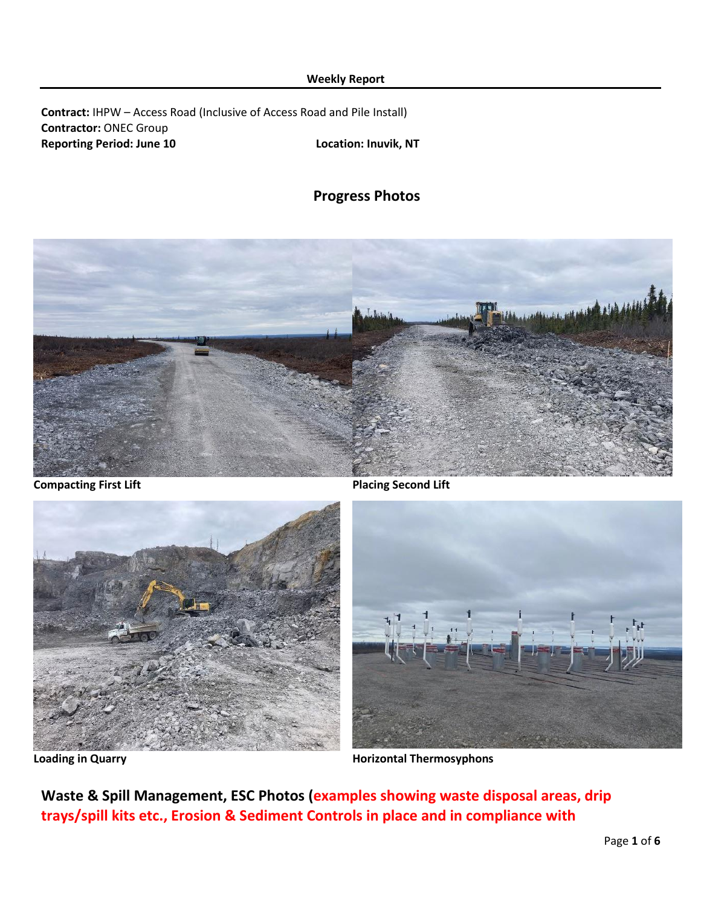**Weekly Report**

**Contract:** IHPW – Access Road (Inclusive of Access Road and Pile Install)
**Contractor:** ONEC Group
**Reporting Period: June 10** **Location: Inuvik, NT**

## Progress Photos

**Compacting First Lift**

**Placing Second Lift**

**Loading in Quarry**

**Horizontal Thermosyphons**

## Waste & Spill Management, ESC Photos (examples showing waste disposal areas, drip trays/spill kits etc., Erosion & Sediment Controls in place and in compliance with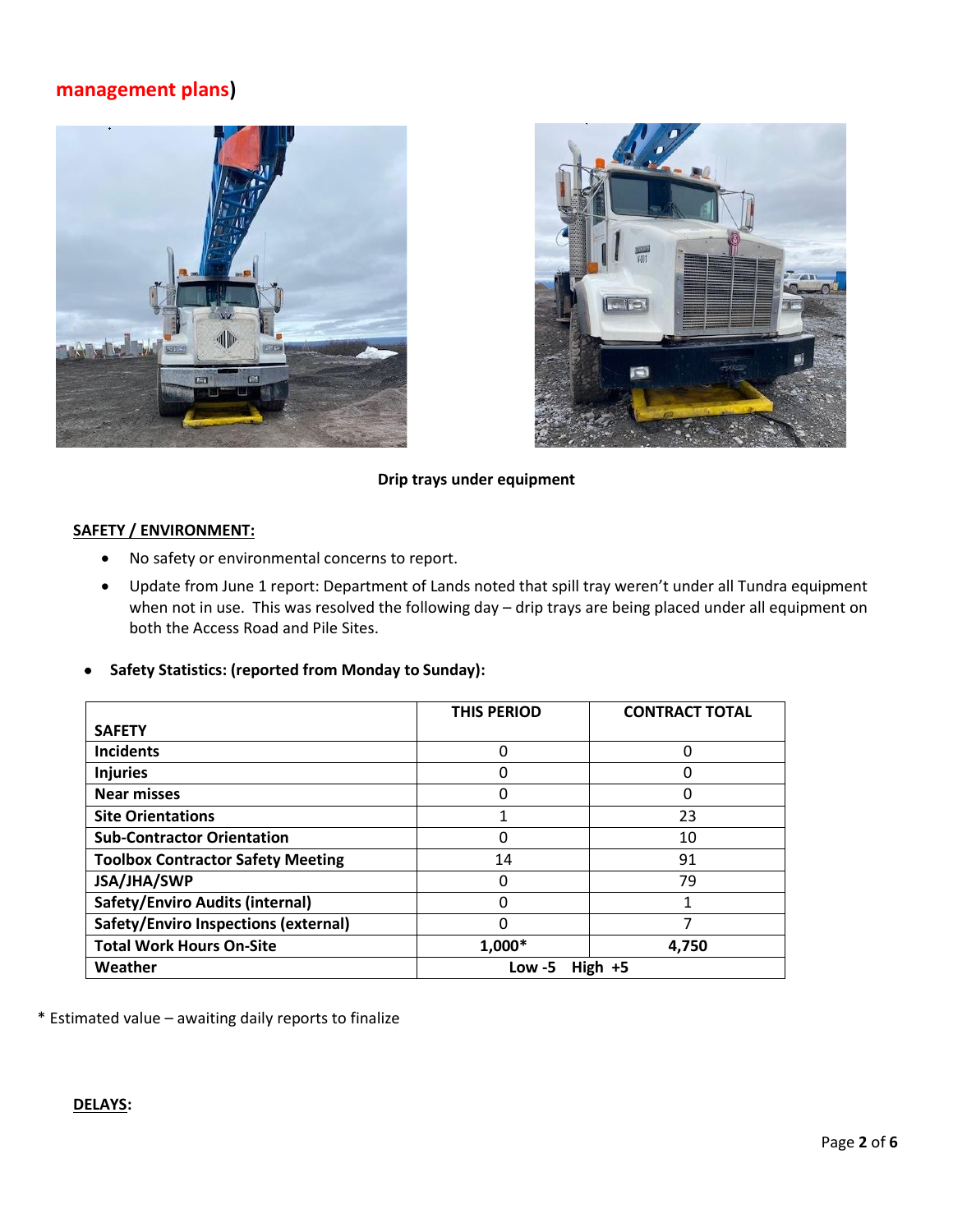management plans)

**Drip trays under equipment**

**SAFETY / ENVIRONMENT:**

- No safety or environmental concerns to report.
- Update from June 1 report: Department of Lands noted that spill tray weren't under all Tundra equipment when not in use. This was resolved the following day – drip trays are being placed under all equipment on both the Access Road and Pile Sites.

- **Safety Statistics: (reported from Monday to Sunday):**

| SAFETY | THIS PERIOD | CONTRACT TOTAL |
|---|---|---|
| **Incidents** | 0 | 0 |
| **Injuries** | 0 | 0 |
| **Near misses** | 0 | 0 |
| **Site Orientations** | 1 | 23 |
| **Sub-Contractor Orientation** | 0 | 10 |
| **Toolbox Contractor Safety Meeting** | 14 | 91 |
| **JSA/JHA/SWP** | 0 | 79 |
| **Safety/Enviro Audits (internal)** | 0 | 1 |
| **Safety/Enviro Inspections (external)** | 0 | 7 |
| **Total Work Hours On-Site** | **1,000*** | **4,750** |
| **Weather** | **Low -5 High +5** | |

\* Estimated value – awaiting daily reports to finalize

**DELAYS:**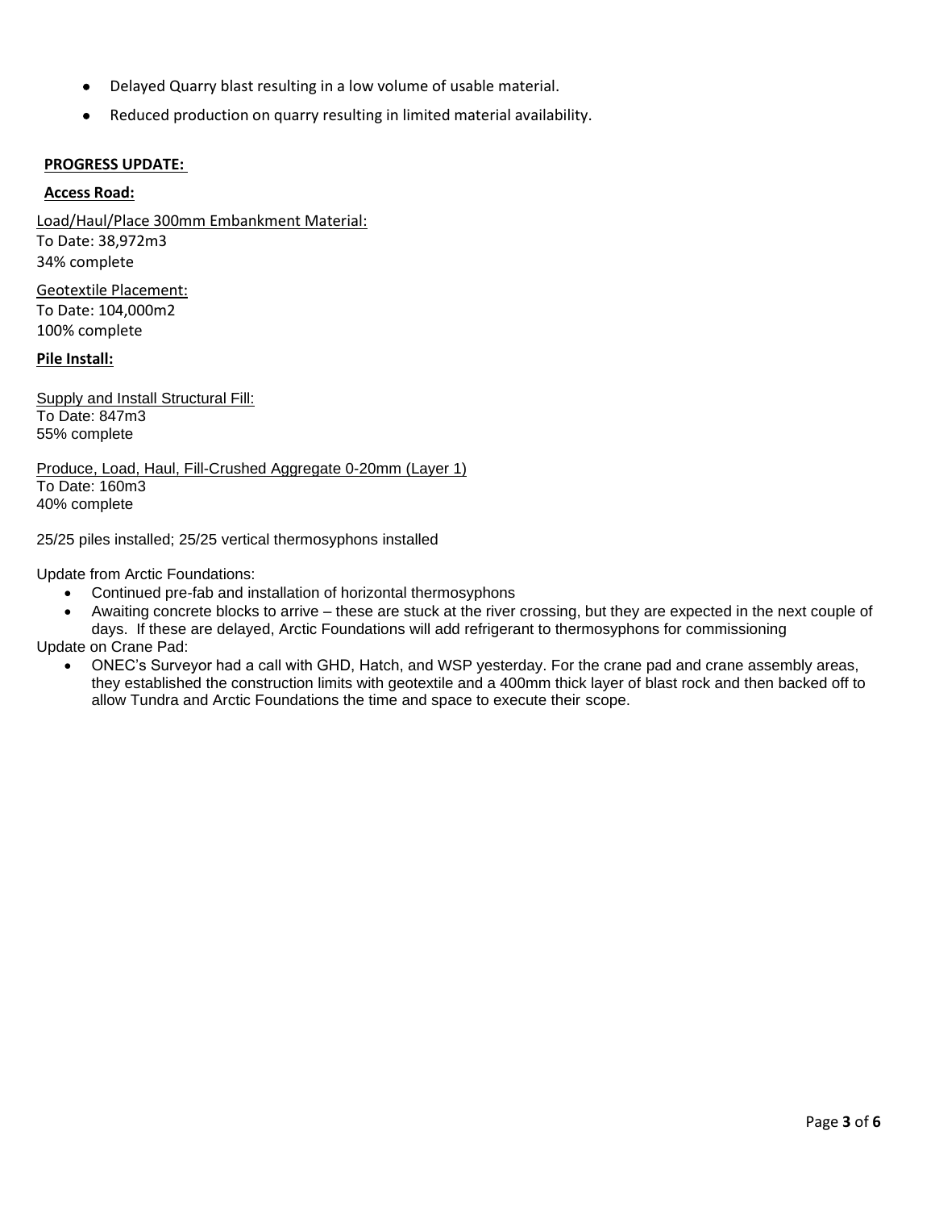- Delayed Quarry blast resulting in a low volume of usable material.
- Reduced production on quarry resulting in limited material availability.

**PROGRESS UPDATE:**

**Access Road:**

Load/Haul/Place 300mm Embankment Material:
To Date: 38,972m3
34% complete

Geotextile Placement:
To Date: 104,000m2
100% complete

**Pile Install:**

Supply and Install Structural Fill:
To Date: 847m3
55% complete

Produce, Load, Haul, Fill-Crushed Aggregate 0-20mm (Layer 1)
To Date: 160m3
40% complete

25/25 piles installed; 25/25 vertical thermosyphons installed

Update from Arctic Foundations:

- Continued pre-fab and installation of horizontal thermosyphons
- Awaiting concrete blocks to arrive – these are stuck at the river crossing, but they are expected in the next couple of days. If these are delayed, Arctic Foundations will add refrigerant to thermosyphons for commissioning

Update on Crane Pad:

- ONEC's Surveyor had a call with GHD, Hatch, and WSP yesterday. For the crane pad and crane assembly areas, they established the construction limits with geotextile and a 400mm thick layer of blast rock and then backed off to allow Tundra and Arctic Foundations the time and space to execute their scope.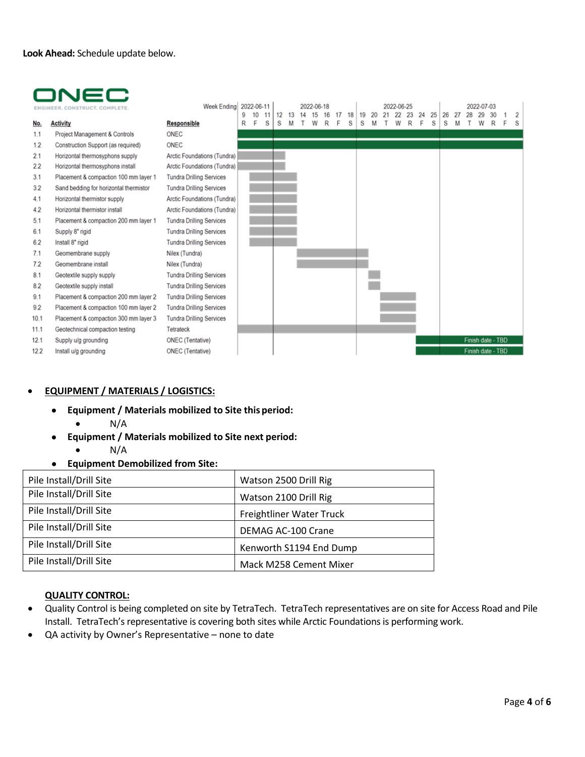**Look Ahead:** Schedule update below.

ONEC
ENGINEER. CONSTRUCT. COMPLETE.

| No. | Activity | Responsible |
|---|---|---|
| 1.1 | Project Management & Controls | ONEC |
| 1.2 | Construction Support (as required) | ONEC |
| 2.1 | Horizontal thermosyphons supply | Arctic Foundations (Tundra) |
| 2.2 | Horizontal thermosyphons install | Arctic Foundations (Tundra) |
| 3.1 | Placement & compaction 100 mm layer 1 | Tundra Drilling Services |
| 3.2 | Sand bedding for horizontal thermistor | Tundra Drilling Services |
| 4.1 | Horizontal thermistor supply | Arctic Foundations (Tundra) |
| 4.2 | Horizontal thermistor install | Arctic Foundations (Tundra) |
| 5.1 | Placement & compaction 200 mm layer 1 | Tundra Drilling Services |
| 6.1 | Supply 8" rigid | Tundra Drilling Services |
| 6.2 | Install 8" rigid | Tundra Drilling Services |
| 7.1 | Geomembrane supply | Nilex (Tundra) |
| 7.2 | Geomembrane install | Nilex (Tundra) |
| 8.1 | Geotextile supply supply | Tundra Drilling Services |
| 8.2 | Geotextile supply install | Tundra Drilling Services |
| 9.1 | Placement & compaction 200 mm layer 2 | Tundra Drilling Services |
| 9.2 | Placement & compaction 100 mm layer 2 | Tundra Drilling Services |
| 10.1 | Placement & compaction 300 mm layer 3 | Tundra Drilling Services |
| 11.1 | Geotechnical compaction testing | Tetrateck |
| 12.1 | Supply u/g grounding | ONEC (Tentative) |
| 12.2 | Install u/g grounding | ONEC (Tentative) |

Week Ending: 2022-06-11, 2022-06-18, 2022-06-25, 2022-07-03 (days 9 – 2)

Finish date - TBD

- **EQUIPMENT / MATERIALS / LOGISTICS:**
  - **Equipment / Materials mobilized to Site this period:**
    - N/A
  - **Equipment / Materials mobilized to Site next period:**
    - N/A
  - **Equipment Demobilized from Site:**

| Pile Install/Drill Site | Watson 2500 Drill Rig |
|---|---|
| Pile Install/Drill Site | Watson 2100 Drill Rig |
| Pile Install/Drill Site | Freightliner Water Truck |
| Pile Install/Drill Site | DEMAG AC-100 Crane |
| Pile Install/Drill Site | Kenworth S1194 End Dump |
| Pile Install/Drill Site | Mack M258 Cement Mixer |

**QUALITY CONTROL:**

- Quality Control is being completed on site by TetraTech. TetraTech representatives are on site for Access Road and Pile Install. TetraTech's representative is covering both sites while Arctic Foundations is performing work.
- QA activity by Owner's Representative – none to date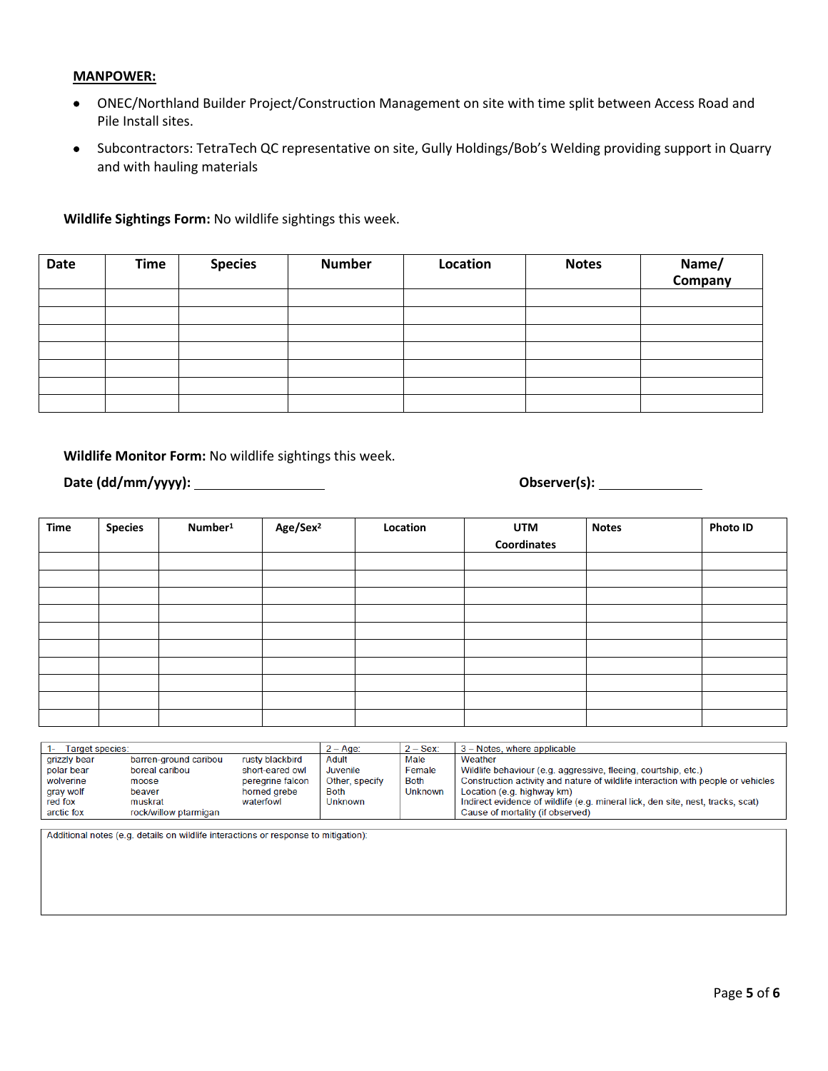**MANPOWER:**

- ONEC/Northland Builder Project/Construction Management on site with time split between Access Road and Pile Install sites.
- Subcontractors: TetraTech QC representative on site, Gully Holdings/Bob's Welding providing support in Quarry and with hauling materials

**Wildlife Sightings Form:** No wildlife sightings this week.

| Date | Time | Species | Number | Location | Notes | Name/ Company |
|---|---|---|---|---|---|---|
| | | | | | | |
| | | | | | | |
| | | | | | | |
| | | | | | | |
| | | | | | | |
| | | | | | | |
| | | | | | | |

**Wildlife Monitor Form:** No wildlife sightings this week.

**Date (dd/mm/yyyy):** ________________ **Observer(s):** ____________

| Time | Species | Number[1] | Age/Sex[2] | Location | UTM Coordinates | Notes | Photo ID |
|---|---|---|---|---|---|---|---|
| | | | | | | | |
| | | | | | | | |
| | | | | | | | |
| | | | | | | | |
| | | | | | | | |
| | | | | | | | |
| | | | | | | | |
| | | | | | | | |
| | | | | | | | |
| | | | | | | | |

| 1- Target species: | | | 2 – Age: | 2 – Sex: | 3 – Notes, where applicable |
|---|---|---|---|---|---|
| grizzly bear | barren-ground caribou | rusty blackbird | Adult | Male | Weather |
| polar bear | boreal caribou | short-eared owl | Juvenile | Female | Wildlife behaviour (e.g. aggressive, fleeing, courtship, etc.) |
| wolverine | moose | peregrine falcon | Other, specify | Both | Construction activity and nature of wildlife interaction with people or vehicles |
| gray wolf | beaver | horned grebe | Both | Unknown | Location (e.g. highway km) |
| red fox | muskrat | waterfowl | Unknown | | Indirect evidence of wildlife (e.g. mineral lick, den site, nest, tracks, scat) |
| arctic fox | rock/willow ptarmigan | | | | Cause of mortality (if observed) |

Additional notes (e.g. details on wildlife interactions or response to mitigation):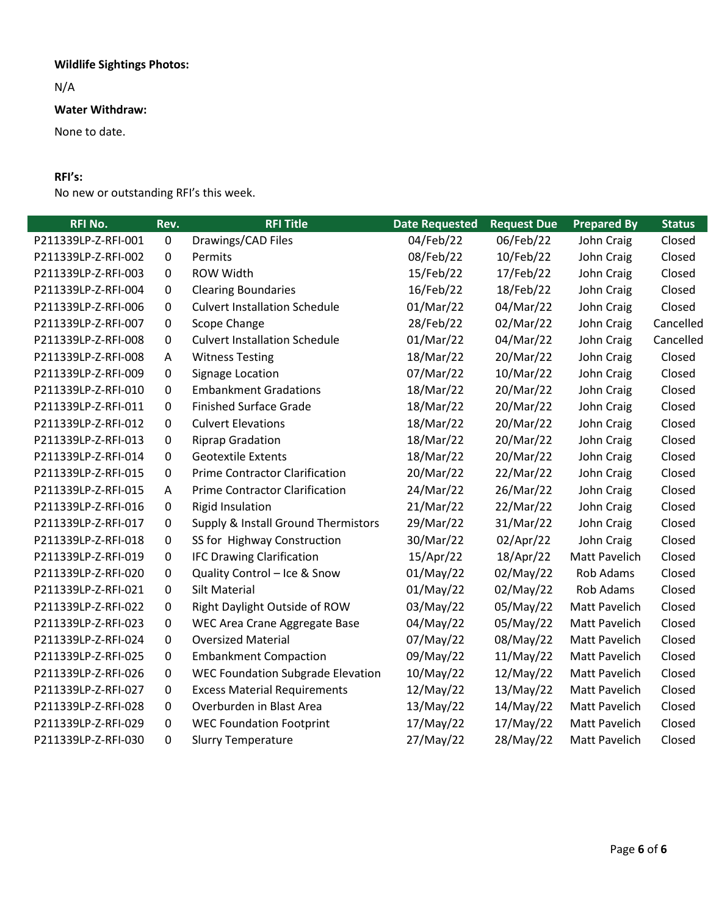**Wildlife Sightings Photos:**

N/A

**Water Withdraw:**

None to date.

**RFI's:**

No new or outstanding RFI's this week.

| RFI No. | Rev. | RFI Title | Date Requested | Request Due | Prepared By | Status |
|---|---|---|---|---|---|---|
| P211339LP-Z-RFI-001 | 0 | Drawings/CAD Files | 04/Feb/22 | 06/Feb/22 | John Craig | Closed |
| P211339LP-Z-RFI-002 | 0 | Permits | 08/Feb/22 | 10/Feb/22 | John Craig | Closed |
| P211339LP-Z-RFI-003 | 0 | ROW Width | 15/Feb/22 | 17/Feb/22 | John Craig | Closed |
| P211339LP-Z-RFI-004 | 0 | Clearing Boundaries | 16/Feb/22 | 18/Feb/22 | John Craig | Closed |
| P211339LP-Z-RFI-006 | 0 | Culvert Installation Schedule | 01/Mar/22 | 04/Mar/22 | John Craig | Closed |
| P211339LP-Z-RFI-007 | 0 | Scope Change | 28/Feb/22 | 02/Mar/22 | John Craig | Cancelled |
| P211339LP-Z-RFI-008 | 0 | Culvert Installation Schedule | 01/Mar/22 | 04/Mar/22 | John Craig | Cancelled |
| P211339LP-Z-RFI-008 | A | Witness Testing | 18/Mar/22 | 20/Mar/22 | John Craig | Closed |
| P211339LP-Z-RFI-009 | 0 | Signage Location | 07/Mar/22 | 10/Mar/22 | John Craig | Closed |
| P211339LP-Z-RFI-010 | 0 | Embankment Gradations | 18/Mar/22 | 20/Mar/22 | John Craig | Closed |
| P211339LP-Z-RFI-011 | 0 | Finished Surface Grade | 18/Mar/22 | 20/Mar/22 | John Craig | Closed |
| P211339LP-Z-RFI-012 | 0 | Culvert Elevations | 18/Mar/22 | 20/Mar/22 | John Craig | Closed |
| P211339LP-Z-RFI-013 | 0 | Riprap Gradation | 18/Mar/22 | 20/Mar/22 | John Craig | Closed |
| P211339LP-Z-RFI-014 | 0 | Geotextile Extents | 18/Mar/22 | 20/Mar/22 | John Craig | Closed |
| P211339LP-Z-RFI-015 | 0 | Prime Contractor Clarification | 20/Mar/22 | 22/Mar/22 | John Craig | Closed |
| P211339LP-Z-RFI-015 | A | Prime Contractor Clarification | 24/Mar/22 | 26/Mar/22 | John Craig | Closed |
| P211339LP-Z-RFI-016 | 0 | Rigid Insulation | 21/Mar/22 | 22/Mar/22 | John Craig | Closed |
| P211339LP-Z-RFI-017 | 0 | Supply & Install Ground Thermistors | 29/Mar/22 | 31/Mar/22 | John Craig | Closed |
| P211339LP-Z-RFI-018 | 0 | SS for Highway Construction | 30/Mar/22 | 02/Apr/22 | John Craig | Closed |
| P211339LP-Z-RFI-019 | 0 | IFC Drawing Clarification | 15/Apr/22 | 18/Apr/22 | Matt Pavelich | Closed |
| P211339LP-Z-RFI-020 | 0 | Quality Control – Ice & Snow | 01/May/22 | 02/May/22 | Rob Adams | Closed |
| P211339LP-Z-RFI-021 | 0 | Silt Material | 01/May/22 | 02/May/22 | Rob Adams | Closed |
| P211339LP-Z-RFI-022 | 0 | Right Daylight Outside of ROW | 03/May/22 | 05/May/22 | Matt Pavelich | Closed |
| P211339LP-Z-RFI-023 | 0 | WEC Area Crane Aggregate Base | 04/May/22 | 05/May/22 | Matt Pavelich | Closed |
| P211339LP-Z-RFI-024 | 0 | Oversized Material | 07/May/22 | 08/May/22 | Matt Pavelich | Closed |
| P211339LP-Z-RFI-025 | 0 | Embankment Compaction | 09/May/22 | 11/May/22 | Matt Pavelich | Closed |
| P211339LP-Z-RFI-026 | 0 | WEC Foundation Subgrade Elevation | 10/May/22 | 12/May/22 | Matt Pavelich | Closed |
| P211339LP-Z-RFI-027 | 0 | Excess Material Requirements | 12/May/22 | 13/May/22 | Matt Pavelich | Closed |
| P211339LP-Z-RFI-028 | 0 | Overburden in Blast Area | 13/May/22 | 14/May/22 | Matt Pavelich | Closed |
| P211339LP-Z-RFI-029 | 0 | WEC Foundation Footprint | 17/May/22 | 17/May/22 | Matt Pavelich | Closed |
| P211339LP-Z-RFI-030 | 0 | Slurry Temperature | 27/May/22 | 28/May/22 | Matt Pavelich | Closed |